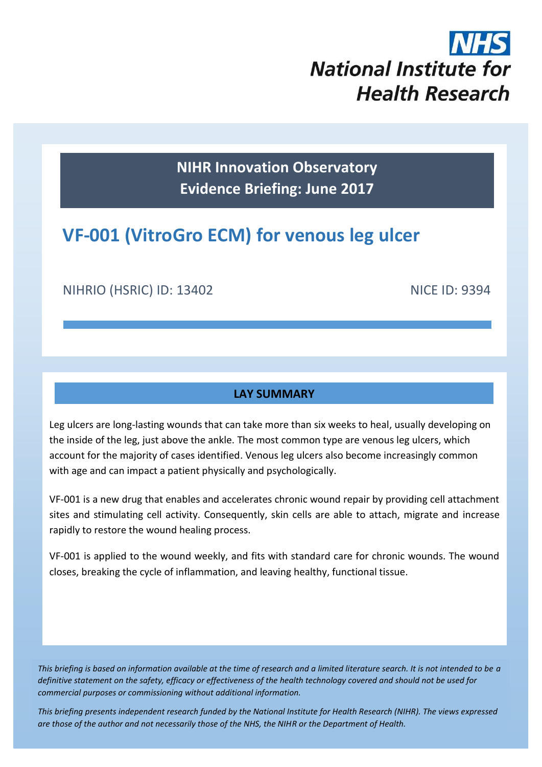NHS

National Institute for Health Research

**NIHR Innovation Observatory**
**Evidence Briefing: June 2017**

# VF-001 (VitroGro ECM) for venous leg ulcer

NIHRIO (HSRIC) ID: 13402 NICE ID: 9394

## LAY SUMMARY

Leg ulcers are long-lasting wounds that can take more than six weeks to heal, usually developing on the inside of the leg, just above the ankle. The most common type are venous leg ulcers, which account for the majority of cases identified. Venous leg ulcers also become increasingly common with age and can impact a patient physically and psychologically.

VF-001 is a new drug that enables and accelerates chronic wound repair by providing cell attachment sites and stimulating cell activity. Consequently, skin cells are able to attach, migrate and increase rapidly to restore the wound healing process.

VF-001 is applied to the wound weekly, and fits with standard care for chronic wounds. The wound closes, breaking the cycle of inflammation, and leaving healthy, functional tissue.

*This briefing is based on information available at the time of research and a limited literature search. It is not intended to be a definitive statement on the safety, efficacy or effectiveness of the health technology covered and should not be used for commercial purposes or commissioning without additional information.*

*This briefing presents independent research funded by the National Institute for Health Research (NIHR). The views expressed are those of the author and not necessarily those of the NHS, the NIHR or the Department of Health.*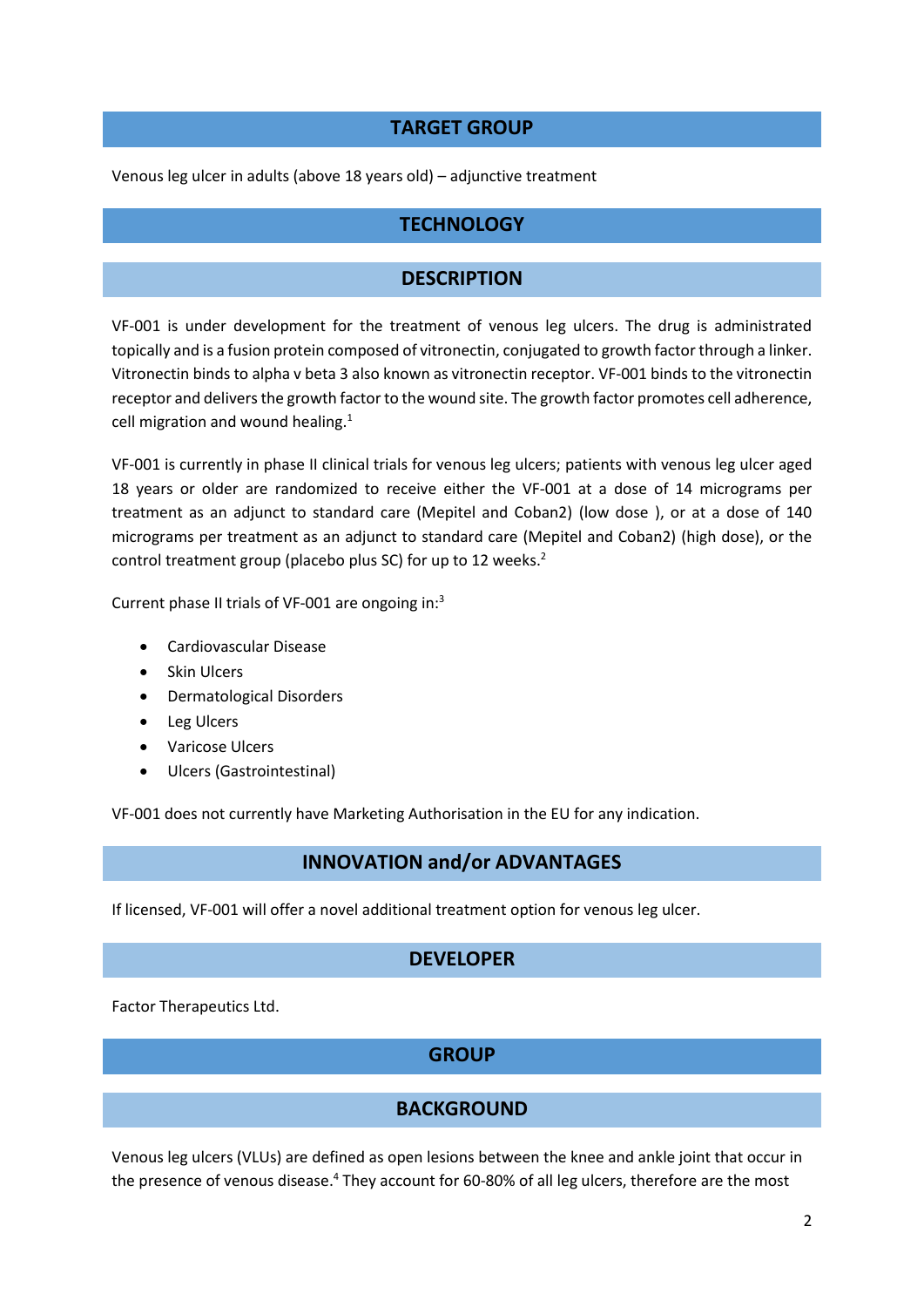## TARGET GROUP

Venous leg ulcer in adults (above 18 years old) – adjunctive treatment

## TECHNOLOGY

### DESCRIPTION

VF-001 is under development for the treatment of venous leg ulcers. The drug is administrated topically and is a fusion protein composed of vitronectin, conjugated to growth factor through a linker. Vitronectin binds to alpha v beta 3 also known as vitronectin receptor. VF-001 binds to the vitronectin receptor and delivers the growth factor to the wound site. The growth factor promotes cell adherence, cell migration and wound healing.[1]

VF-001 is currently in phase II clinical trials for venous leg ulcers; patients with venous leg ulcer aged 18 years or older are randomized to receive either the VF-001 at a dose of 14 micrograms per treatment as an adjunct to standard care (Mepitel and Coban2) (low dose ), or at a dose of 140 micrograms per treatment as an adjunct to standard care (Mepitel and Coban2) (high dose), or the control treatment group (placebo plus SC) for up to 12 weeks.[2]

Current phase II trials of VF-001 are ongoing in:[3]

- Cardiovascular Disease
- Skin Ulcers
- Dermatological Disorders
- Leg Ulcers
- Varicose Ulcers
- Ulcers (Gastrointestinal)

VF-001 does not currently have Marketing Authorisation in the EU for any indication.

### INNOVATION and/or ADVANTAGES

If licensed, VF-001 will offer a novel additional treatment option for venous leg ulcer.

### DEVELOPER

Factor Therapeutics Ltd.

## GROUP

### BACKGROUND

Venous leg ulcers (VLUs) are defined as open lesions between the knee and ankle joint that occur in the presence of venous disease.[4] They account for 60-80% of all leg ulcers, therefore are the most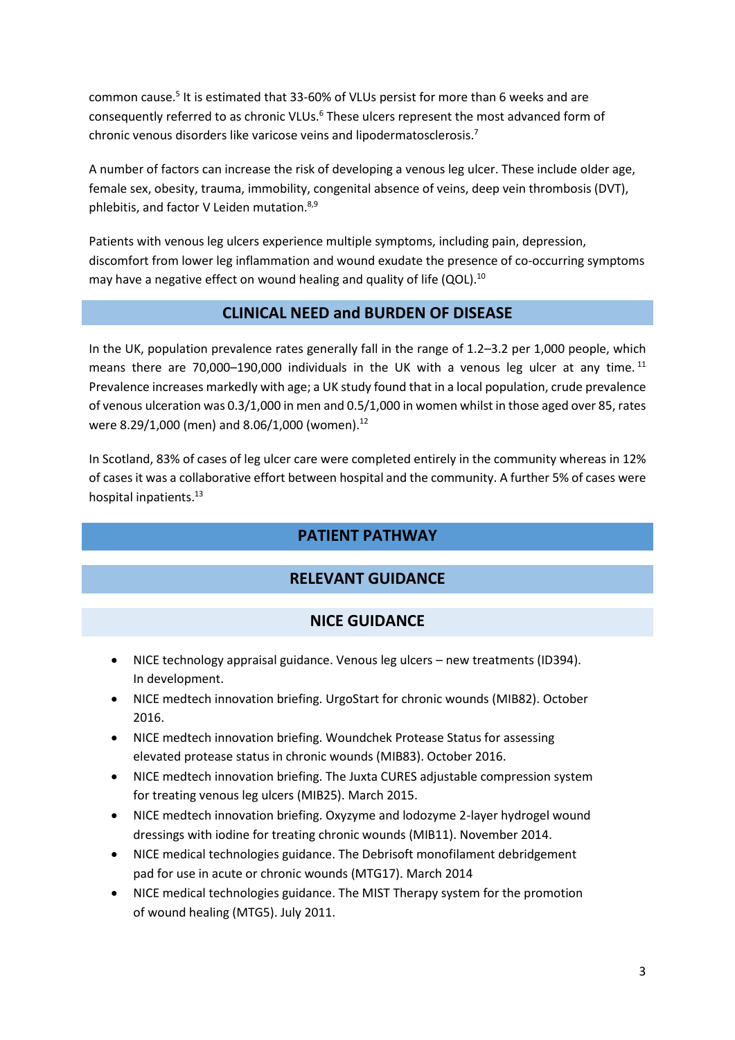common cause.[5] It is estimated that 33-60% of VLUs persist for more than 6 weeks and are consequently referred to as chronic VLUs.[6] These ulcers represent the most advanced form of chronic venous disorders like varicose veins and lipodermatosclerosis.[7]

A number of factors can increase the risk of developing a venous leg ulcer. These include older age, female sex, obesity, trauma, immobility, congenital absence of veins, deep vein thrombosis (DVT), phlebitis, and factor V Leiden mutation.[8,9]

Patients with venous leg ulcers experience multiple symptoms, including pain, depression, discomfort from lower leg inflammation and wound exudate the presence of co-occurring symptoms may have a negative effect on wound healing and quality of life (QOL).[10]

## CLINICAL NEED and BURDEN OF DISEASE

In the UK, population prevalence rates generally fall in the range of 1.2–3.2 per 1,000 people, which means there are 70,000–190,000 individuals in the UK with a venous leg ulcer at any time.[11] Prevalence increases markedly with age; a UK study found that in a local population, crude prevalence of venous ulceration was 0.3/1,000 in men and 0.5/1,000 in women whilst in those aged over 85, rates were 8.29/1,000 (men) and 8.06/1,000 (women).[12]

In Scotland, 83% of cases of leg ulcer care were completed entirely in the community whereas in 12% of cases it was a collaborative effort between hospital and the community. A further 5% of cases were hospital inpatients.[13]

## PATIENT PATHWAY

### RELEVANT GUIDANCE

#### NICE GUIDANCE

- NICE technology appraisal guidance. Venous leg ulcers – new treatments (ID394). In development.
- NICE medtech innovation briefing. UrgoStart for chronic wounds (MIB82). October 2016.
- NICE medtech innovation briefing. Woundchek Protease Status for assessing elevated protease status in chronic wounds (MIB83). October 2016.
- NICE medtech innovation briefing. The Juxta CURES adjustable compression system for treating venous leg ulcers (MIB25). March 2015.
- NICE medtech innovation briefing. Oxyzyme and Iodozyme 2-layer hydrogel wound dressings with iodine for treating chronic wounds (MIB11). November 2014.
- NICE medical technologies guidance. The Debrisoft monofilament debridgement pad for use in acute or chronic wounds (MTG17). March 2014
- NICE medical technologies guidance. The MIST Therapy system for the promotion of wound healing (MTG5). July 2011.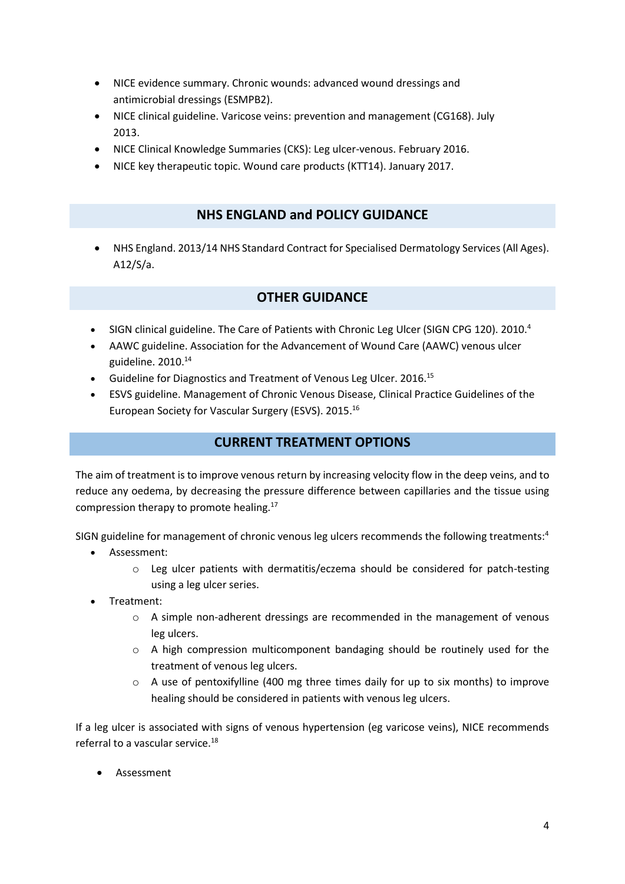- NICE evidence summary. Chronic wounds: advanced wound dressings and antimicrobial dressings (ESMPB2).
- NICE clinical guideline. Varicose veins: prevention and management (CG168). July 2013.
- NICE Clinical Knowledge Summaries (CKS): Leg ulcer-venous. February 2016.
- NICE key therapeutic topic. Wound care products (KTT14). January 2017.

## NHS ENGLAND and POLICY GUIDANCE

- NHS England. 2013/14 NHS Standard Contract for Specialised Dermatology Services (All Ages). A12/S/a.

## OTHER GUIDANCE

- SIGN clinical guideline. The Care of Patients with Chronic Leg Ulcer (SIGN CPG 120). 2010.[4]
- AAWC guideline. Association for the Advancement of Wound Care (AAWC) venous ulcer guideline. 2010.[14]
- Guideline for Diagnostics and Treatment of Venous Leg Ulcer. 2016.[15]
- ESVS guideline. Management of Chronic Venous Disease, Clinical Practice Guidelines of the European Society for Vascular Surgery (ESVS). 2015.[16]

## CURRENT TREATMENT OPTIONS

The aim of treatment is to improve venous return by increasing velocity flow in the deep veins, and to reduce any oedema, by decreasing the pressure difference between capillaries and the tissue using compression therapy to promote healing.[17]

SIGN guideline for management of chronic venous leg ulcers recommends the following treatments:[4]

- Assessment:
  - Leg ulcer patients with dermatitis/eczema should be considered for patch-testing using a leg ulcer series.
- Treatment:
  - A simple non-adherent dressings are recommended in the management of venous leg ulcers.
  - A high compression multicomponent bandaging should be routinely used for the treatment of venous leg ulcers.
  - A use of pentoxifylline (400 mg three times daily for up to six months) to improve healing should be considered in patients with venous leg ulcers.

If a leg ulcer is associated with signs of venous hypertension (eg varicose veins), NICE recommends referral to a vascular service.[18]

- Assessment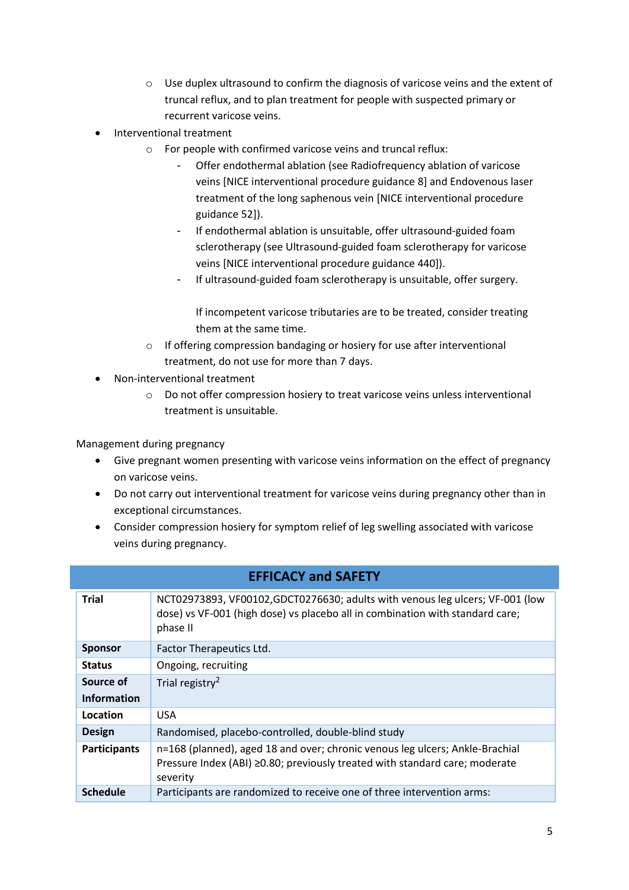- Use duplex ultrasound to confirm the diagnosis of varicose veins and the extent of truncal reflux, and to plan treatment for people with suspected primary or recurrent varicose veins.
- Interventional treatment
  - For people with confirmed varicose veins and truncal reflux:
    - Offer endothermal ablation (see Radiofrequency ablation of varicose veins [NICE interventional procedure guidance 8] and Endovenous laser treatment of the long saphenous vein [NICE interventional procedure guidance 52]).
    - If endothermal ablation is unsuitable, offer ultrasound-guided foam sclerotherapy (see Ultrasound-guided foam sclerotherapy for varicose veins [NICE interventional procedure guidance 440]).
    - If ultrasound-guided foam sclerotherapy is unsuitable, offer surgery.

      If incompetent varicose tributaries are to be treated, consider treating them at the same time.
  - If offering compression bandaging or hosiery for use after interventional treatment, do not use for more than 7 days.
- Non-interventional treatment
  - Do not offer compression hosiery to treat varicose veins unless interventional treatment is unsuitable.

Management during pregnancy

- Give pregnant women presenting with varicose veins information on the effect of pregnancy on varicose veins.
- Do not carry out interventional treatment for varicose veins during pregnancy other than in exceptional circumstances.
- Consider compression hosiery for symptom relief of leg swelling associated with varicose veins during pregnancy.

## EFFICACY and SAFETY

| | |
|---|---|
| **Trial** | NCT02973893, VF00102,GDCT0276630; adults with venous leg ulcers; VF-001 (low dose) vs VF-001 (high dose) vs placebo all in combination with standard care; phase II |
| **Sponsor** | Factor Therapeutics Ltd. |
| **Status** | Ongoing, recruiting |
| **Source of Information** | Trial registry[2] |
| **Location** | USA |
| **Design** | Randomised, placebo-controlled, double-blind study |
| **Participants** | n=168 (planned), aged 18 and over; chronic venous leg ulcers; Ankle-Brachial Pressure Index (ABI) ≥0.80; previously treated with standard care; moderate severity |
| **Schedule** | Participants are randomized to receive one of three intervention arms: |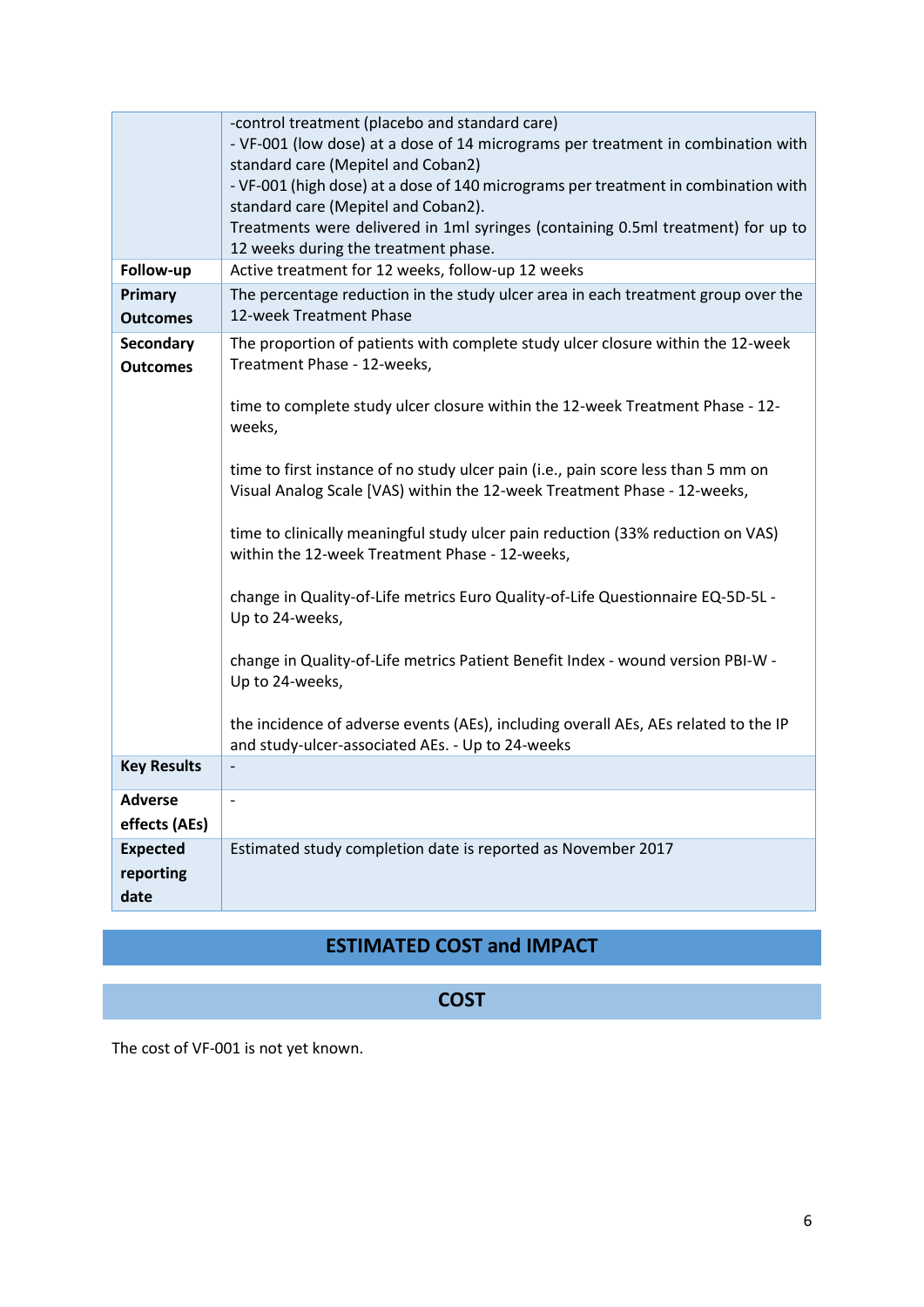|  |  |
|---|---|
|  | -control treatment (placebo and standard care)<br>- VF-001 (low dose) at a dose of 14 micrograms per treatment in combination with standard care (Mepitel and Coban2)<br>- VF-001 (high dose) at a dose of 140 micrograms per treatment in combination with standard care (Mepitel and Coban2).<br>Treatments were delivered in 1ml syringes (containing 0.5ml treatment) for up to 12 weeks during the treatment phase. |
| **Follow-up** | Active treatment for 12 weeks, follow-up 12 weeks |
| **Primary Outcomes** | The percentage reduction in the study ulcer area in each treatment group over the 12-week Treatment Phase |
| **Secondary Outcomes** | The proportion of patients with complete study ulcer closure within the 12-week Treatment Phase - 12-weeks,<br><br>time to complete study ulcer closure within the 12-week Treatment Phase - 12-weeks,<br><br>time to first instance of no study ulcer pain (i.e., pain score less than 5 mm on Visual Analog Scale [VAS) within the 12-week Treatment Phase - 12-weeks,<br><br>time to clinically meaningful study ulcer pain reduction (33% reduction on VAS) within the 12-week Treatment Phase - 12-weeks,<br><br>change in Quality-of-Life metrics Euro Quality-of-Life Questionnaire EQ-5D-5L - Up to 24-weeks,<br><br>change in Quality-of-Life metrics Patient Benefit Index - wound version PBI-W - Up to 24-weeks,<br><br>the incidence of adverse events (AEs), including overall AEs, AEs related to the IP and study-ulcer-associated AEs. - Up to 24-weeks |
| **Key Results** | - |
| **Adverse effects (AEs)** | - |
| **Expected reporting date** | Estimated study completion date is reported as November 2017 |

## ESTIMATED COST and IMPACT

### COST

The cost of VF-001 is not yet known.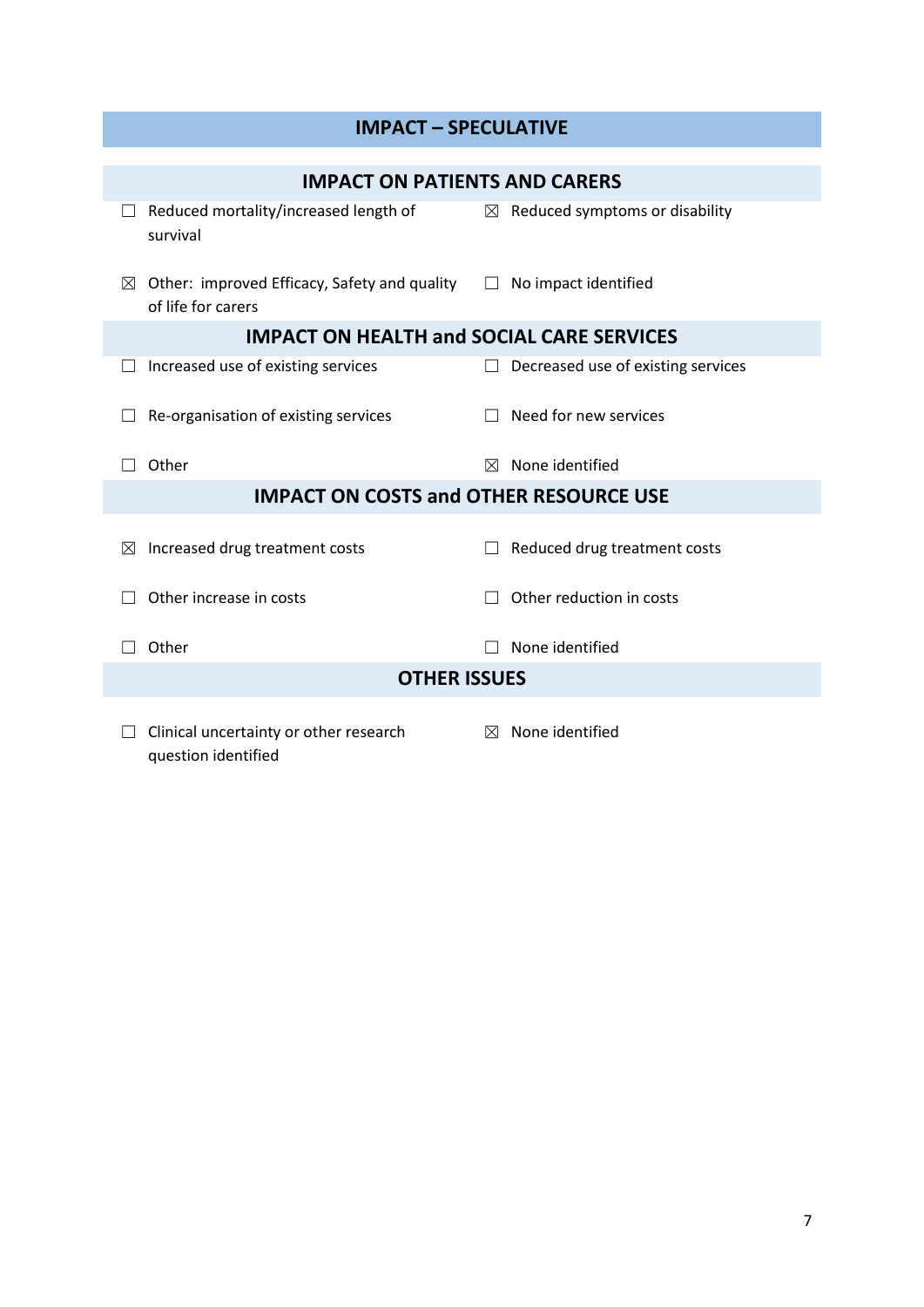## IMPACT – SPECULATIVE

### IMPACT ON PATIENTS AND CARERS

| | |
|---|---|
| ☐ Reduced mortality/increased length of survival | ☒ Reduced symptoms or disability |
| ☒ Other: improved Efficacy, Safety and quality of life for carers | ☐ No impact identified |

### IMPACT ON HEALTH and SOCIAL CARE SERVICES

| | |
|---|---|
| ☐ Increased use of existing services | ☐ Decreased use of existing services |
| ☐ Re-organisation of existing services | ☐ Need for new services |
| ☐ Other | ☒ None identified |

### IMPACT ON COSTS and OTHER RESOURCE USE

| | |
|---|---|
| ☒ Increased drug treatment costs | ☐ Reduced drug treatment costs |
| ☐ Other increase in costs | ☐ Other reduction in costs |
| ☐ Other | ☐ None identified |

### OTHER ISSUES

| | |
|---|---|
| ☐ Clinical uncertainty or other research question identified | ☒ None identified |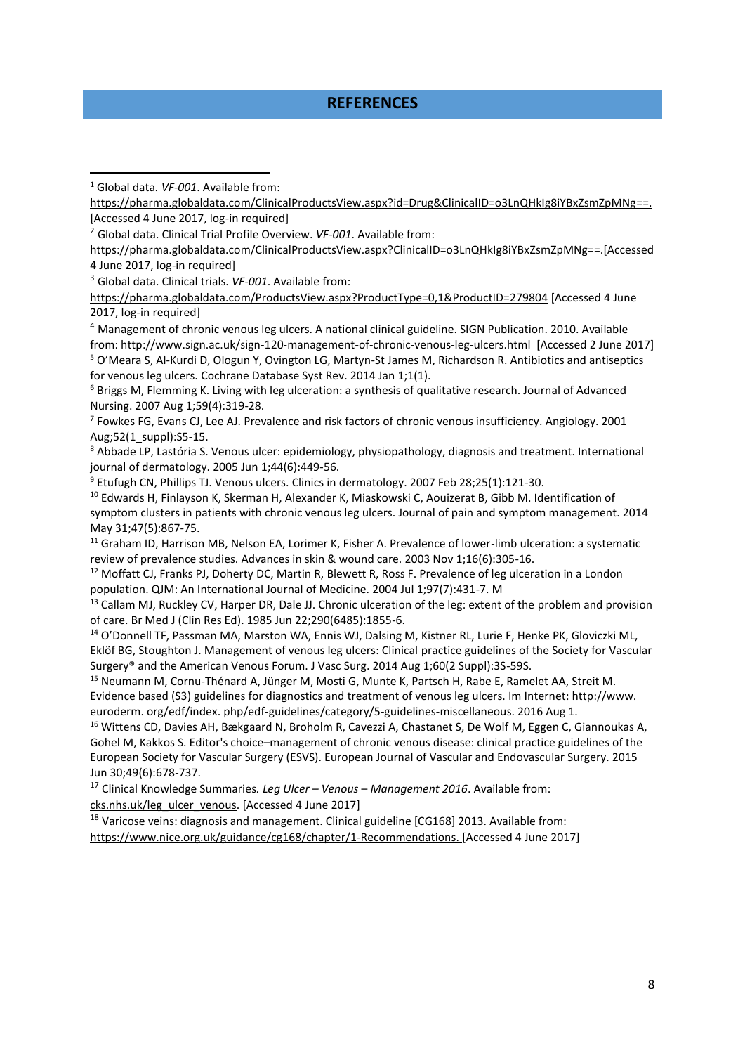# REFERENCES

[1] Global data. *VF-001*. Available from: https://pharma.globaldata.com/ClinicalProductsView.aspx?id=Drug&ClinicalID=o3LnQHkIg8iYBxZsmZpMNg==. [Accessed 4 June 2017, log-in required]

[2] Global data. Clinical Trial Profile Overview. *VF-001*. Available from: https://pharma.globaldata.com/ClinicalProductsView.aspx?ClinicalID=o3LnQHkIg8iYBxZsmZpMNg==.[Accessed 4 June 2017, log-in required]

[3] Global data. Clinical trials. *VF-001*. Available from: https://pharma.globaldata.com/ProductsView.aspx?ProductType=0,1&ProductID=279804 [Accessed 4 June 2017, log-in required]

[4] Management of chronic venous leg ulcers. A national clinical guideline. SIGN Publication. 2010. Available from: http://www.sign.ac.uk/sign-120-management-of-chronic-venous-leg-ulcers.html [Accessed 2 June 2017]

[5] O'Meara S, Al-Kurdi D, Ologun Y, Ovington LG, Martyn-St James M, Richardson R. Antibiotics and antiseptics for venous leg ulcers. Cochrane Database Syst Rev. 2014 Jan 1;1(1).

[6] Briggs M, Flemming K. Living with leg ulceration: a synthesis of qualitative research. Journal of Advanced Nursing. 2007 Aug 1;59(4):319-28.

[7] Fowkes FG, Evans CJ, Lee AJ. Prevalence and risk factors of chronic venous insufficiency. Angiology. 2001 Aug;52(1_suppl):S5-15.

[8] Abbade LP, Lastória S. Venous ulcer: epidemiology, physiopathology, diagnosis and treatment. International journal of dermatology. 2005 Jun 1;44(6):449-56.

[9] Etufugh CN, Phillips TJ. Venous ulcers. Clinics in dermatology. 2007 Feb 28;25(1):121-30.

[10] Edwards H, Finlayson K, Skerman H, Alexander K, Miaskowski C, Aouizerat B, Gibb M. Identification of symptom clusters in patients with chronic venous leg ulcers. Journal of pain and symptom management. 2014 May 31;47(5):867-75.

[11] Graham ID, Harrison MB, Nelson EA, Lorimer K, Fisher A. Prevalence of lower-limb ulceration: a systematic review of prevalence studies. Advances in skin & wound care. 2003 Nov 1;16(6):305-16.

[12] Moffatt CJ, Franks PJ, Doherty DC, Martin R, Blewett R, Ross F. Prevalence of leg ulceration in a London population. QJM: An International Journal of Medicine. 2004 Jul 1;97(7):431-7. M

[13] Callam MJ, Ruckley CV, Harper DR, Dale JJ. Chronic ulceration of the leg: extent of the problem and provision of care. Br Med J (Clin Res Ed). 1985 Jun 22;290(6485):1855-6.

[14] O'Donnell TF, Passman MA, Marston WA, Ennis WJ, Dalsing M, Kistner RL, Lurie F, Henke PK, Gloviczki ML, Eklöf BG, Stoughton J. Management of venous leg ulcers: Clinical practice guidelines of the Society for Vascular Surgery® and the American Venous Forum. J Vasc Surg. 2014 Aug 1;60(2 Suppl):3S-59S.

[15] Neumann M, Cornu-Thénard A, Jünger M, Mosti G, Munte K, Partsch H, Rabe E, Ramelet AA, Streit M. Evidence based (S3) guidelines for diagnostics and treatment of venous leg ulcers. Im Internet: http://www. euroderm. org/edf/index. php/edf-guidelines/category/5-guidelines-miscellaneous. 2016 Aug 1.

[16] Wittens CD, Davies AH, Bækgaard N, Broholm R, Cavezzi A, Chastanet S, De Wolf M, Eggen C, Giannoukas A, Gohel M, Kakkos S. Editor's choice–management of chronic venous disease: clinical practice guidelines of the European Society for Vascular Surgery (ESVS). European Journal of Vascular and Endovascular Surgery. 2015 Jun 30;49(6):678-737.

[17] Clinical Knowledge Summaries. *Leg Ulcer – Venous – Management 2016*. Available from: cks.nhs.uk/leg_ulcer_venous. [Accessed 4 June 2017]

[18] Varicose veins: diagnosis and management. Clinical guideline [CG168] 2013. Available from: https://www.nice.org.uk/guidance/cg168/chapter/1-Recommendations. [Accessed 4 June 2017]